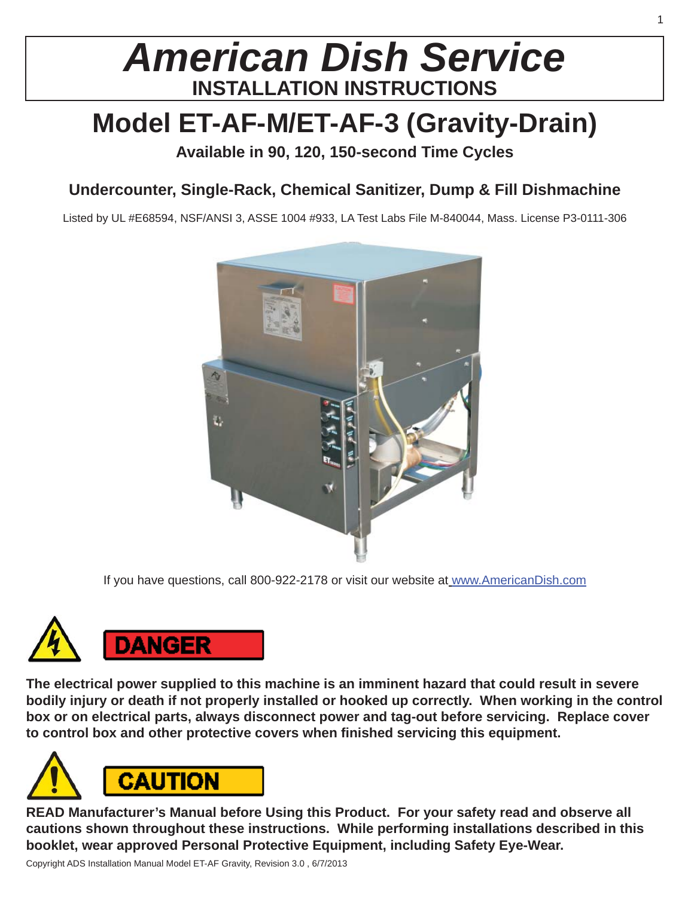# American Dish Service

## INSTALLATION INSTRUCTIONS

# Model ET-AF-M/ET-AF-3 (Gravity-Drain)

**Available in 90, 120, 150-second Time Cycles**

## Undercounter, Single-Rack, Chemical Sanitizer, Dump & Fill Dishmachine

Listed by UL #E68594, NSF/ANSI 3, ASSE 1004 #933, LA Test Labs File M-840044, Mass. License P3-0111-306

If you have questions, call 800-922-2178 or visit our website at www.AmericanDish.com

**DANGER**

**The electrical power supplied to this machine is an imminent hazard that could result in severe bodily injury or death if not properly installed or hooked up correctly. When working in the control box or on electrical parts, always disconnect power and tag-out before servicing. Replace cover to control box and other protective covers when finished servicing this equipment.**

**CAUTION**

**READ Manufacturer's Manual before Using this Product. For your safety read and observe all cautions shown throughout these instructions. While performing installations described in this booklet, wear approved Personal Protective Equipment, including Safety Eye-Wear.**

Copyright ADS Installation Manual Model ET-AF Gravity, Revision 3.0 , 6/7/2013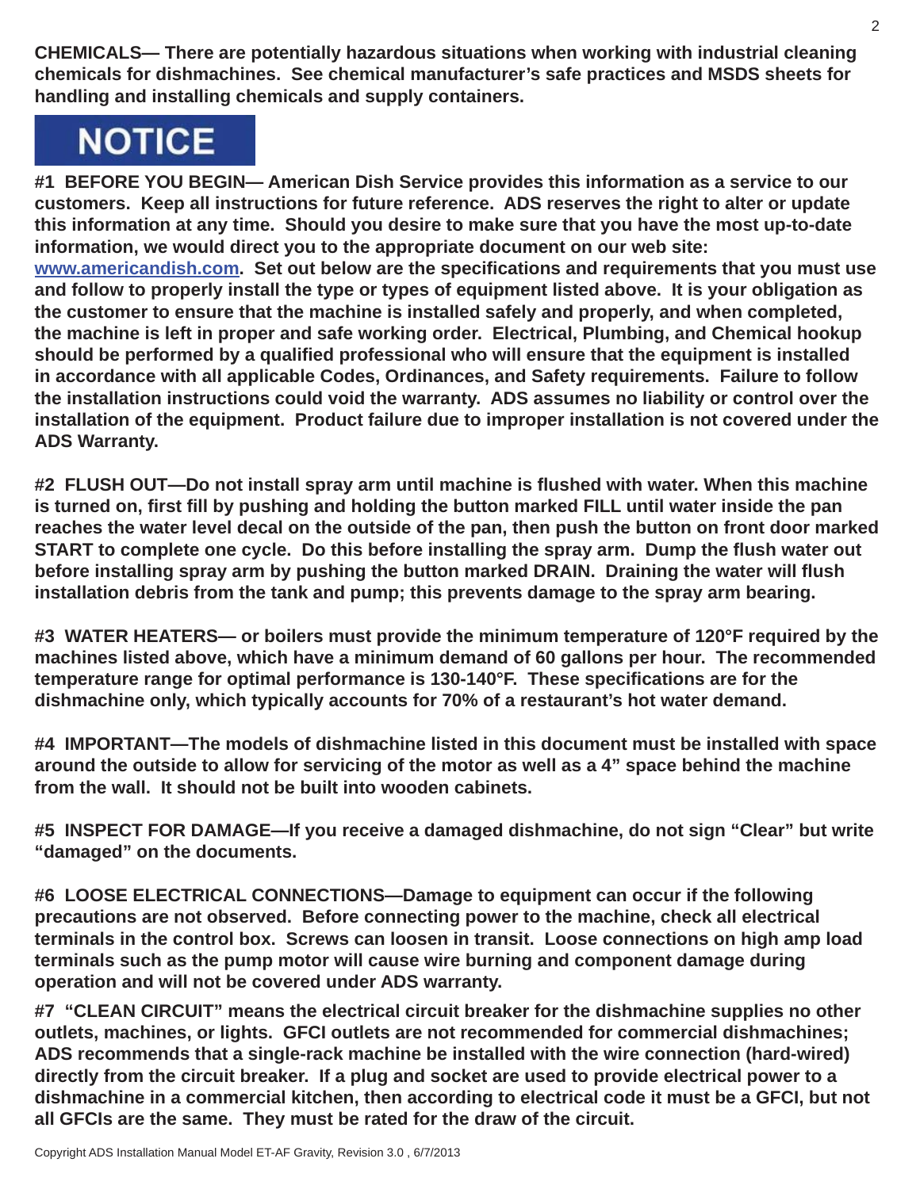**CHEMICALS— There are potentially hazardous situations when working with industrial cleaning chemicals for dishmachines. See chemical manufacturer's safe practices and MSDS sheets for handling and installing chemicals and supply containers.**

## NOTICE

**#1 BEFORE YOU BEGIN— American Dish Service provides this information as a service to our customers. Keep all instructions for future reference. ADS reserves the right to alter or update this information at any time. Should you desire to make sure that you have the most up-to-date information, we would direct you to the appropriate document on our web site: [www.americandish.com](http://www.americandish.com). Set out below are the specifications and requirements that you must use and follow to properly install the type or types of equipment listed above. It is your obligation as the customer to ensure that the machine is installed safely and properly, and when completed, the machine is left in proper and safe working order. Electrical, Plumbing, and Chemical hookup should be performed by a qualified professional who will ensure that the equipment is installed in accordance with all applicable Codes, Ordinances, and Safety requirements. Failure to follow the installation instructions could void the warranty. ADS assumes no liability or control over the installation of the equipment. Product failure due to improper installation is not covered under the ADS Warranty.**

**#2 FLUSH OUT—Do not install spray arm until machine is flushed with water. When this machine is turned on, first fill by pushing and holding the button marked FILL until water inside the pan reaches the water level decal on the outside of the pan, then push the button on front door marked START to complete one cycle. Do this before installing the spray arm. Dump the flush water out before installing spray arm by pushing the button marked DRAIN. Draining the water will flush installation debris from the tank and pump; this prevents damage to the spray arm bearing.**

**#3 WATER HEATERS— or boilers must provide the minimum temperature of 120°F required by the machines listed above, which have a minimum demand of 60 gallons per hour. The recommended temperature range for optimal performance is 130-140°F. These specifications are for the dishmachine only, which typically accounts for 70% of a restaurant's hot water demand.**

**#4 IMPORTANT—The models of dishmachine listed in this document must be installed with space around the outside to allow for servicing of the motor as well as a 4" space behind the machine from the wall. It should not be built into wooden cabinets.**

**#5 INSPECT FOR DAMAGE—If you receive a damaged dishmachine, do not sign "Clear" but write "damaged" on the documents.**

**#6 LOOSE ELECTRICAL CONNECTIONS—Damage to equipment can occur if the following precautions are not observed. Before connecting power to the machine, check all electrical terminals in the control box. Screws can loosen in transit. Loose connections on high amp load terminals such as the pump motor will cause wire burning and component damage during operation and will not be covered under ADS warranty.**

**#7 "CLEAN CIRCUIT" means the electrical circuit breaker for the dishmachine supplies no other outlets, machines, or lights. GFCI outlets are not recommended for commercial dishmachines; ADS recommends that a single-rack machine be installed with the wire connection (hard-wired) directly from the circuit breaker. If a plug and socket are used to provide electrical power to a dishmachine in a commercial kitchen, then according to electrical code it must be a GFCI, but not all GFCIs are the same. They must be rated for the draw of the circuit.**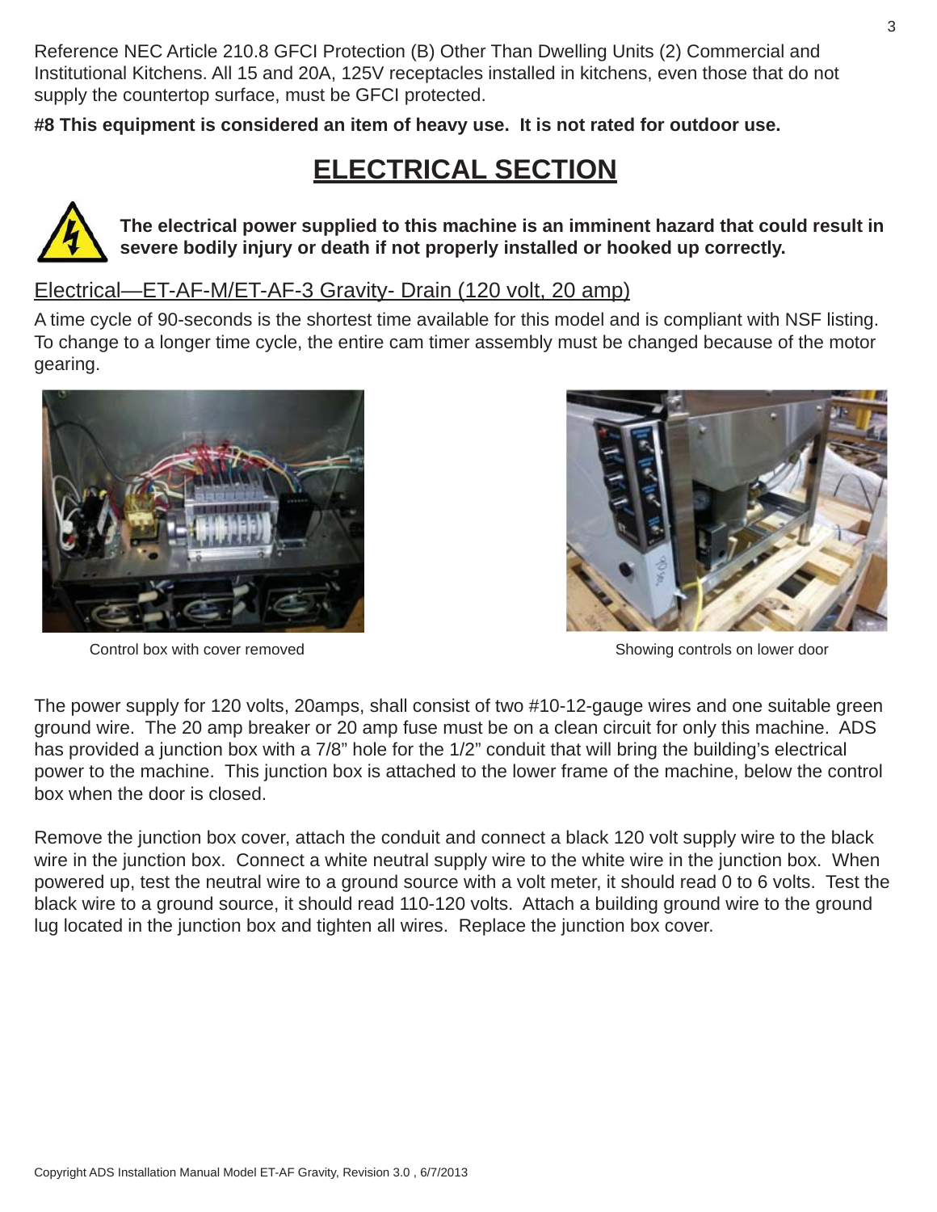Reference NEC Article 210.8 GFCI Protection (B) Other Than Dwelling Units (2) Commercial and Institutional Kitchens. All 15 and 20A, 125V receptacles installed in kitchens, even those that do not supply the countertop surface, must be GFCI protected.

**#8 This equipment is considered an item of heavy use. It is not rated for outdoor use.**

# ELECTRICAL SECTION

**The electrical power supplied to this machine is an imminent hazard that could result in severe bodily injury or death if not properly installed or hooked up correctly.**

## Electrical—ET-AF-M/ET-AF-3 Gravity- Drain (120 volt, 20 amp)

A time cycle of 90-seconds is the shortest time available for this model and is compliant with NSF listing. To change to a longer time cycle, the entire cam timer assembly must be changed because of the motor gearing.

Control box with cover removed

Showing controls on lower door

The power supply for 120 volts, 20amps, shall consist of two #10-12-gauge wires and one suitable green ground wire. The 20 amp breaker or 20 amp fuse must be on a clean circuit for only this machine. ADS has provided a junction box with a 7/8" hole for the 1/2" conduit that will bring the building's electrical power to the machine. This junction box is attached to the lower frame of the machine, below the control box when the door is closed.

Remove the junction box cover, attach the conduit and connect a black 120 volt supply wire to the black wire in the junction box. Connect a white neutral supply wire to the white wire in the junction box. When powered up, test the neutral wire to a ground source with a volt meter, it should read 0 to 6 volts. Test the black wire to a ground source, it should read 110-120 volts. Attach a building ground wire to the ground lug located in the junction box and tighten all wires. Replace the junction box cover.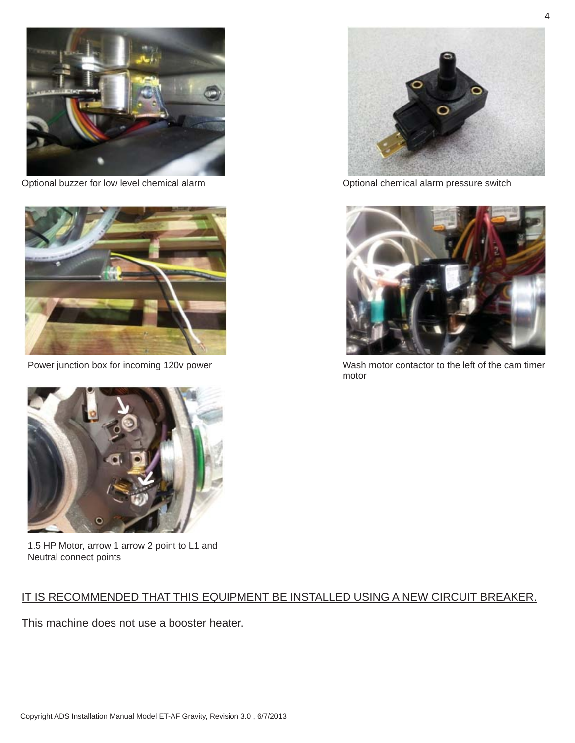Optional buzzer for low level chemical alarm

Optional chemical alarm pressure switch

Power junction box for incoming 120v power

Wash motor contactor to the left of the cam timer motor

1.5 HP Motor, arrow 1 arrow 2 point to L1 and Neutral connect points

<u>IT IS RECOMMENDED THAT THIS EQUIPMENT BE INSTALLED USING A NEW CIRCUIT BREAKER.</u>

This machine does not use a booster heater.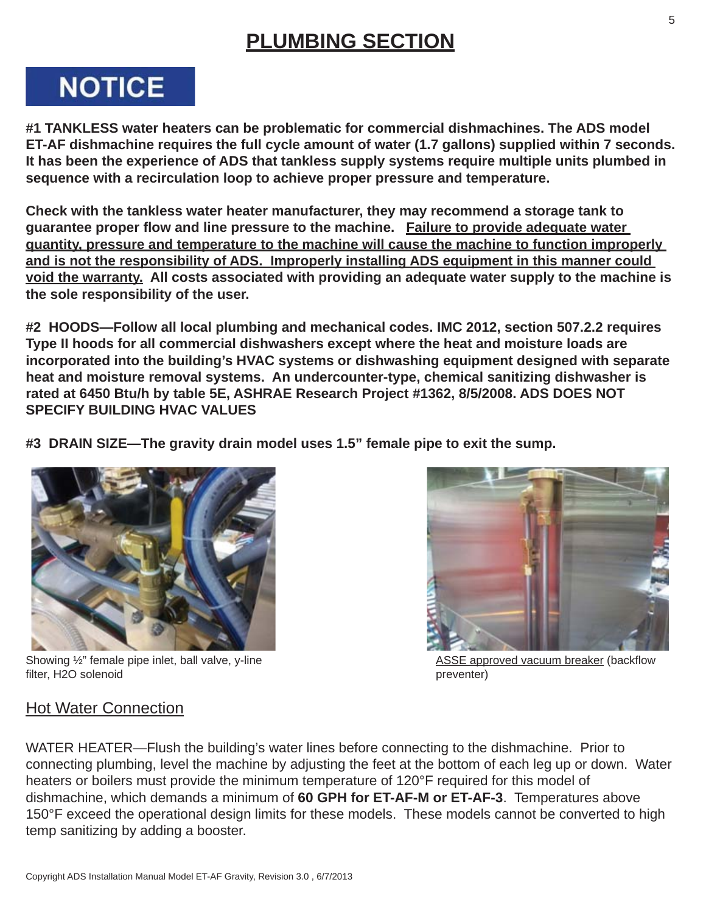# PLUMBING SECTION

**NOTICE**

**#1 TANKLESS water heaters can be problematic for commercial dishmachines. The ADS model ET-AF dishmachine requires the full cycle amount of water (1.7 gallons) supplied within 7 seconds. It has been the experience of ADS that tankless supply systems require multiple units plumbed in sequence with a recirculation loop to achieve proper pressure and temperature.**

**Check with the tankless water heater manufacturer, they may recommend a storage tank to guarantee proper flow and line pressure to the machine. Failure to provide adequate water quantity, pressure and temperature to the machine will cause the machine to function improperly and is not the responsibility of ADS. Improperly installing ADS equipment in this manner could void the warranty. All costs associated with providing an adequate water supply to the machine is the sole responsibility of the user.**

**#2 HOODS—Follow all local plumbing and mechanical codes. IMC 2012, section 507.2.2 requires Type II hoods for all commercial dishwashers except where the heat and moisture loads are incorporated into the building's HVAC systems or dishwashing equipment designed with separate heat and moisture removal systems. An undercounter-type, chemical sanitizing dishwasher is rated at 6450 Btu/h by table 5E, ASHRAE Research Project #1362, 8/5/2008. ADS DOES NOT SPECIFY BUILDING HVAC VALUES**

**#3 DRAIN SIZE—The gravity drain model uses 1.5" female pipe to exit the sump.**

Showing ½" female pipe inlet, ball valve, y-line filter, H2O solenoid

ASSE approved vacuum breaker (backflow preventer)

## Hot Water Connection

WATER HEATER—Flush the building's water lines before connecting to the dishmachine. Prior to connecting plumbing, level the machine by adjusting the feet at the bottom of each leg up or down. Water heaters or boilers must provide the minimum temperature of 120°F required for this model of dishmachine, which demands a minimum of **60 GPH for ET-AF-M or ET-AF-3**. Temperatures above 150°F exceed the operational design limits for these models. These models cannot be converted to high temp sanitizing by adding a booster.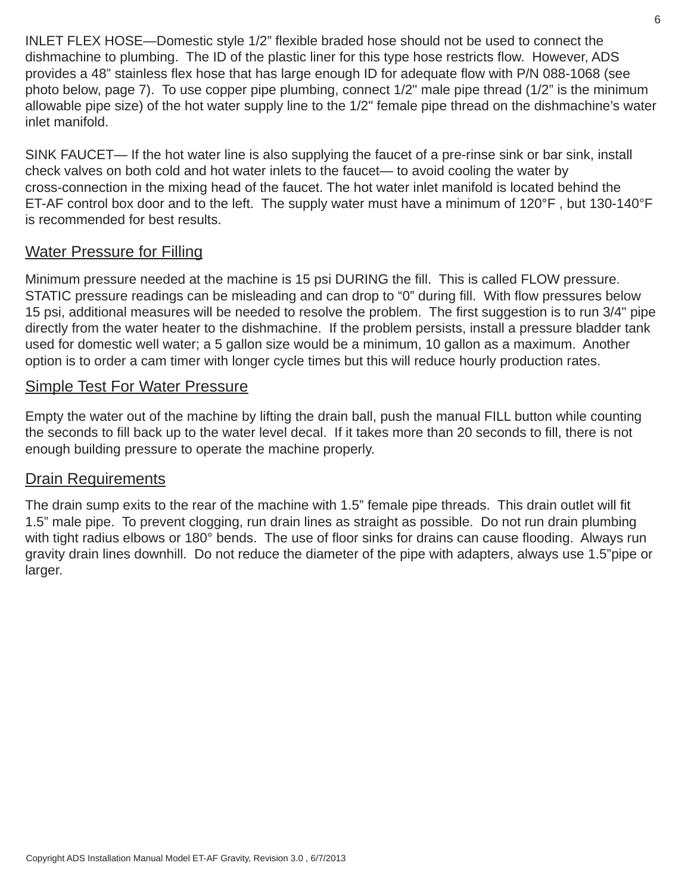INLET FLEX HOSE—Domestic style 1/2" flexible braded hose should not be used to connect the dishmachine to plumbing. The ID of the plastic liner for this type hose restricts flow. However, ADS provides a 48" stainless flex hose that has large enough ID for adequate flow with P/N 088-1068 (see photo below, page 7). To use copper pipe plumbing, connect 1/2" male pipe thread (1/2" is the minimum allowable pipe size) of the hot water supply line to the 1/2" female pipe thread on the dishmachine's water inlet manifold.

SINK FAUCET— If the hot water line is also supplying the faucet of a pre-rinse sink or bar sink, install check valves on both cold and hot water inlets to the faucet— to avoid cooling the water by cross-connection in the mixing head of the faucet. The hot water inlet manifold is located behind the ET-AF control box door and to the left. The supply water must have a minimum of 120°F , but 130-140°F is recommended for best results.

## Water Pressure for Filling

Minimum pressure needed at the machine is 15 psi DURING the fill. This is called FLOW pressure. STATIC pressure readings can be misleading and can drop to "0" during fill. With flow pressures below 15 psi, additional measures will be needed to resolve the problem. The first suggestion is to run 3/4" pipe directly from the water heater to the dishmachine. If the problem persists, install a pressure bladder tank used for domestic well water; a 5 gallon size would be a minimum, 10 gallon as a maximum. Another option is to order a cam timer with longer cycle times but this will reduce hourly production rates.

## Simple Test For Water Pressure

Empty the water out of the machine by lifting the drain ball, push the manual FILL button while counting the seconds to fill back up to the water level decal. If it takes more than 20 seconds to fill, there is not enough building pressure to operate the machine properly.

## Drain Requirements

The drain sump exits to the rear of the machine with 1.5" female pipe threads. This drain outlet will fit 1.5" male pipe. To prevent clogging, run drain lines as straight as possible. Do not run drain plumbing with tight radius elbows or 180° bends. The use of floor sinks for drains can cause flooding. Always run gravity drain lines downhill. Do not reduce the diameter of the pipe with adapters, always use 1.5"pipe or larger.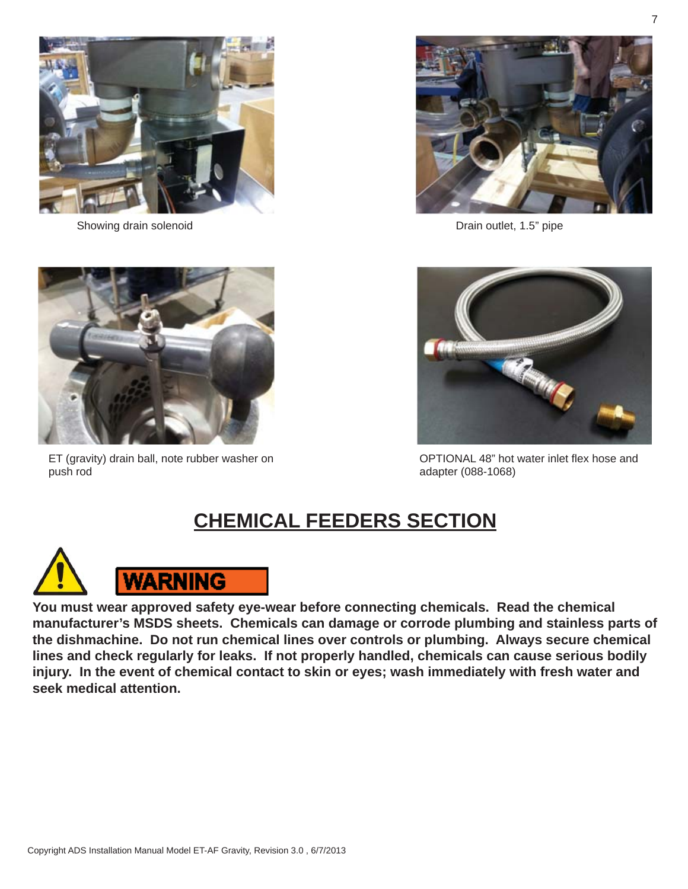Showing drain solenoid

Drain outlet, 1.5" pipe

ET (gravity) drain ball, note rubber washer on push rod

OPTIONAL 48" hot water inlet flex hose and adapter (088-1068)

## CHEMICAL FEEDERS SECTION

**WARNING**

**You must wear approved safety eye-wear before connecting chemicals. Read the chemical manufacturer's MSDS sheets. Chemicals can damage or corrode plumbing and stainless parts of the dishmachine. Do not run chemical lines over controls or plumbing. Always secure chemical lines and check regularly for leaks. If not properly handled, chemicals can cause serious bodily injury. In the event of chemical contact to skin or eyes; wash immediately with fresh water and seek medical attention.**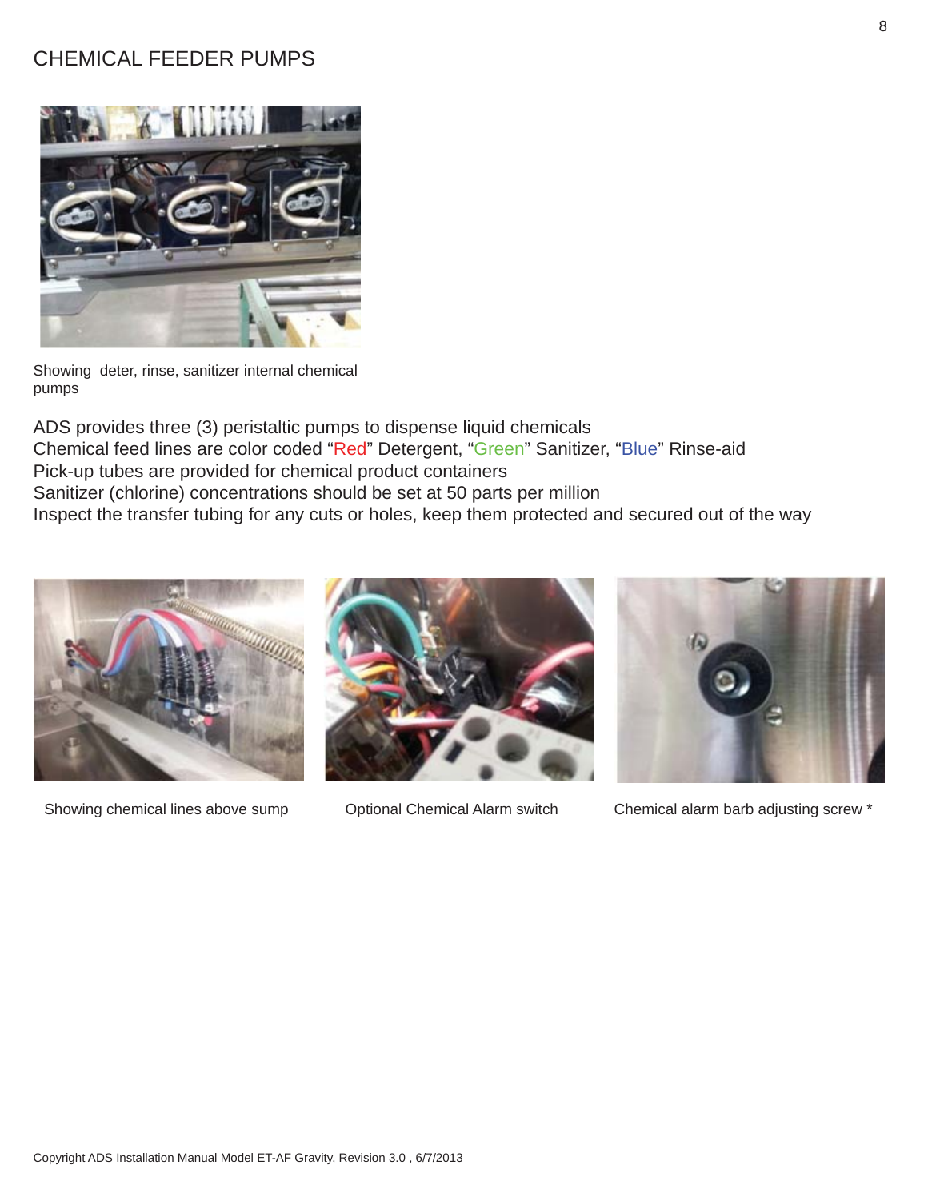# CHEMICAL FEEDER PUMPS

Showing deter, rinse, sanitizer internal chemical pumps

ADS provides three (3) peristaltic pumps to dispense liquid chemicals
Chemical feed lines are color coded "Red" Detergent, "Green" Sanitizer, "Blue" Rinse-aid
Pick-up tubes are provided for chemical product containers
Sanitizer (chlorine) concentrations should be set at 50 parts per million
Inspect the transfer tubing for any cuts or holes, keep them protected and secured out of the way

Showing chemical lines above sump

Optional Chemical Alarm switch

Chemical alarm barb adjusting screw *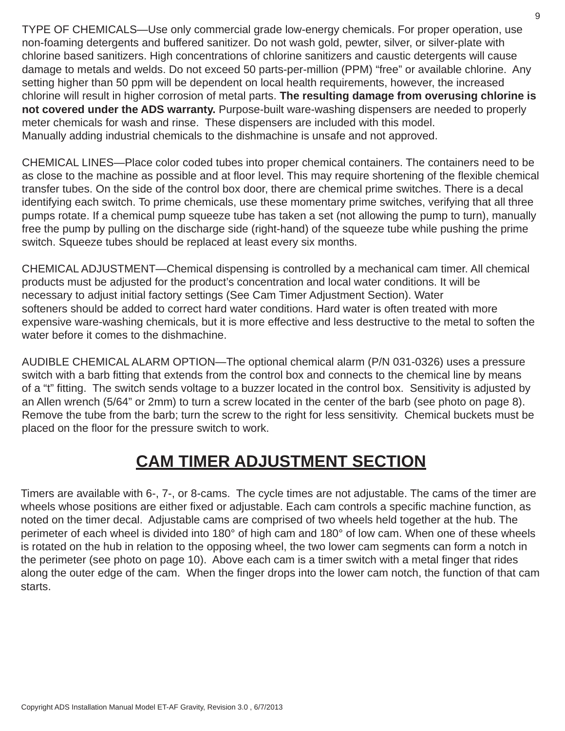TYPE OF CHEMICALS—Use only commercial grade low-energy chemicals. For proper operation, use non-foaming detergents and buffered sanitizer. Do not wash gold, pewter, silver, or silver-plate with chlorine based sanitizers. High concentrations of chlorine sanitizers and caustic detergents will cause damage to metals and welds. Do not exceed 50 parts-per-million (PPM) "free" or available chlorine. Any setting higher than 50 ppm will be dependent on local health requirements, however, the increased chlorine will result in higher corrosion of metal parts. **The resulting damage from overusing chlorine is not covered under the ADS warranty.** Purpose-built ware-washing dispensers are needed to properly meter chemicals for wash and rinse. These dispensers are included with this model.
Manually adding industrial chemicals to the dishmachine is unsafe and not approved.

CHEMICAL LINES—Place color coded tubes into proper chemical containers. The containers need to be as close to the machine as possible and at floor level. This may require shortening of the flexible chemical transfer tubes. On the side of the control box door, there are chemical prime switches. There is a decal identifying each switch. To prime chemicals, use these momentary prime switches, verifying that all three pumps rotate. If a chemical pump squeeze tube has taken a set (not allowing the pump to turn), manually free the pump by pulling on the discharge side (right-hand) of the squeeze tube while pushing the prime switch. Squeeze tubes should be replaced at least every six months.

CHEMICAL ADJUSTMENT—Chemical dispensing is controlled by a mechanical cam timer. All chemical products must be adjusted for the product's concentration and local water conditions. It will be necessary to adjust initial factory settings (See Cam Timer Adjustment Section). Water softeners should be added to correct hard water conditions. Hard water is often treated with more expensive ware-washing chemicals, but it is more effective and less destructive to the metal to soften the water before it comes to the dishmachine.

AUDIBLE CHEMICAL ALARM OPTION—The optional chemical alarm (P/N 031-0326) uses a pressure switch with a barb fitting that extends from the control box and connects to the chemical line by means of a "t" fitting. The switch sends voltage to a buzzer located in the control box. Sensitivity is adjusted by an Allen wrench (5/64" or 2mm) to turn a screw located in the center of the barb (see photo on page 8). Remove the tube from the barb; turn the screw to the right for less sensitivity. Chemical buckets must be placed on the floor for the pressure switch to work.

## CAM TIMER ADJUSTMENT SECTION

Timers are available with 6-, 7-, or 8-cams. The cycle times are not adjustable. The cams of the timer are wheels whose positions are either fixed or adjustable. Each cam controls a specific machine function, as noted on the timer decal. Adjustable cams are comprised of two wheels held together at the hub. The perimeter of each wheel is divided into 180° of high cam and 180° of low cam. When one of these wheels is rotated on the hub in relation to the opposing wheel, the two lower cam segments can form a notch in the perimeter (see photo on page 10). Above each cam is a timer switch with a metal finger that rides along the outer edge of the cam. When the finger drops into the lower cam notch, the function of that cam starts.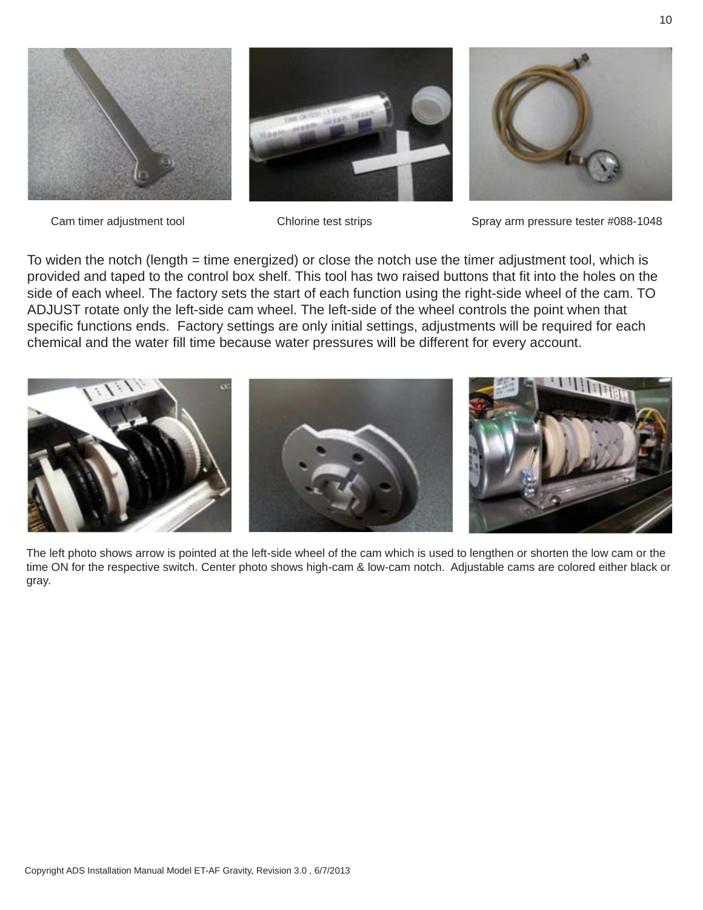Cam timer adjustment tool

Chlorine test strips

Spray arm pressure tester #088-1048

To widen the notch (length = time energized) or close the notch use the timer adjustment tool, which is provided and taped to the control box shelf. This tool has two raised buttons that fit into the holes on the side of each wheel. The factory sets the start of each function using the right-side wheel of the cam. TO ADJUST rotate only the left-side cam wheel. The left-side of the wheel controls the point when that specific functions ends. Factory settings are only initial settings, adjustments will be required for each chemical and the water fill time because water pressures will be different for every account.

The left photo shows arrow is pointed at the left-side wheel of the cam which is used to lengthen or shorten the low cam or the time ON for the respective switch. Center photo shows high-cam & low-cam notch. Adjustable cams are colored either black or gray.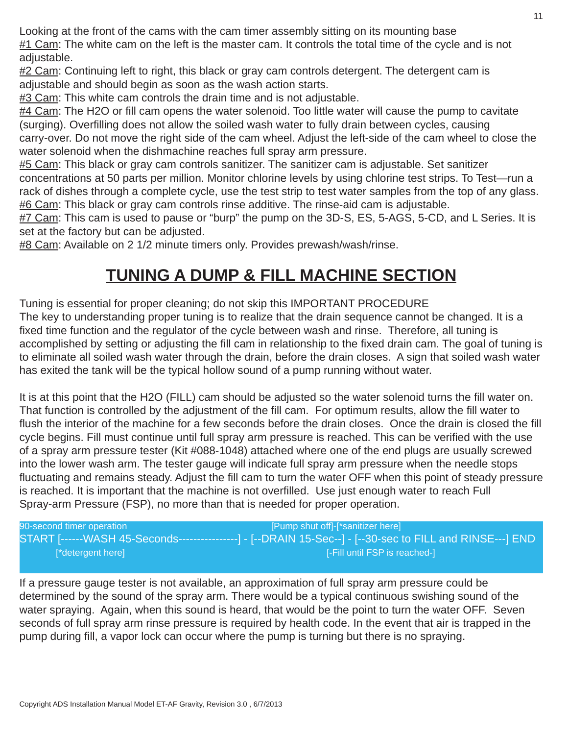Looking at the front of the cams with the cam timer assembly sitting on its mounting base

#1 Cam: The white cam on the left is the master cam. It controls the total time of the cycle and is not adjustable.

#2 Cam: Continuing left to right, this black or gray cam controls detergent. The detergent cam is adjustable and should begin as soon as the wash action starts.

#3 Cam: This white cam controls the drain time and is not adjustable.

#4 Cam: The H2O or fill cam opens the water solenoid. Too little water will cause the pump to cavitate (surging). Overfilling does not allow the soiled wash water to fully drain between cycles, causing carry-over. Do not move the right side of the cam wheel. Adjust the left-side of the cam wheel to close the water solenoid when the dishmachine reaches full spray arm pressure.

#5 Cam: This black or gray cam controls sanitizer. The sanitizer cam is adjustable. Set sanitizer concentrations at 50 parts per million. Monitor chlorine levels by using chlorine test strips. To Test—run a rack of dishes through a complete cycle, use the test strip to test water samples from the top of any glass.

#6 Cam: This black or gray cam controls rinse additive. The rinse-aid cam is adjustable.

#7 Cam: This cam is used to pause or "burp" the pump on the 3D-S, ES, 5-AGS, 5-CD, and L Series. It is set at the factory but can be adjusted.

#8 Cam: Available on 2 1/2 minute timers only. Provides prewash/wash/rinse.

# TUNING A DUMP & FILL MACHINE SECTION

Tuning is essential for proper cleaning; do not skip this IMPORTANT PROCEDURE

The key to understanding proper tuning is to realize that the drain sequence cannot be changed. It is a fixed time function and the regulator of the cycle between wash and rinse. Therefore, all tuning is accomplished by setting or adjusting the fill cam in relationship to the fixed drain cam. The goal of tuning is to eliminate all soiled wash water through the drain, before the drain closes. A sign that soiled wash water has exited the tank will be the typical hollow sound of a pump running without water.

It is at this point that the H2O (FILL) cam should be adjusted so the water solenoid turns the fill water on. That function is controlled by the adjustment of the fill cam. For optimum results, allow the fill water to flush the interior of the machine for a few seconds before the drain closes. Once the drain is closed the fill cycle begins. Fill must continue until full spray arm pressure is reached. This can be verified with the use of a spray arm pressure tester (Kit #088-1048) attached where one of the end plugs are usually screwed into the lower wash arm. The tester gauge will indicate full spray arm pressure when the needle stops fluctuating and remains steady. Adjust the fill cam to turn the water OFF when this point of steady pressure is reached. It is important that the machine is not overfilled. Use just enough water to reach Full Spray-arm Pressure (FSP), no more than that is needed for proper operation.

```
90-second timer operation                                  [Pump shut off]-[*sanitizer here]
START [------WASH 45-Seconds----------------] - [--DRAIN 15-Sec--] - [--30-sec to FILL and RINSE---] END
        [*detergent here]                                             [-Fill until FSP is reached-]
```

If a pressure gauge tester is not available, an approximation of full spray arm pressure could be determined by the sound of the spray arm. There would be a typical continuous swishing sound of the water spraying. Again, when this sound is heard, that would be the point to turn the water OFF. Seven seconds of full spray arm rinse pressure is required by health code. In the event that air is trapped in the pump during fill, a vapor lock can occur where the pump is turning but there is no spraying.

Copyright ADS Installation Manual Model ET-AF Gravity, Revision 3.0 , 6/7/2013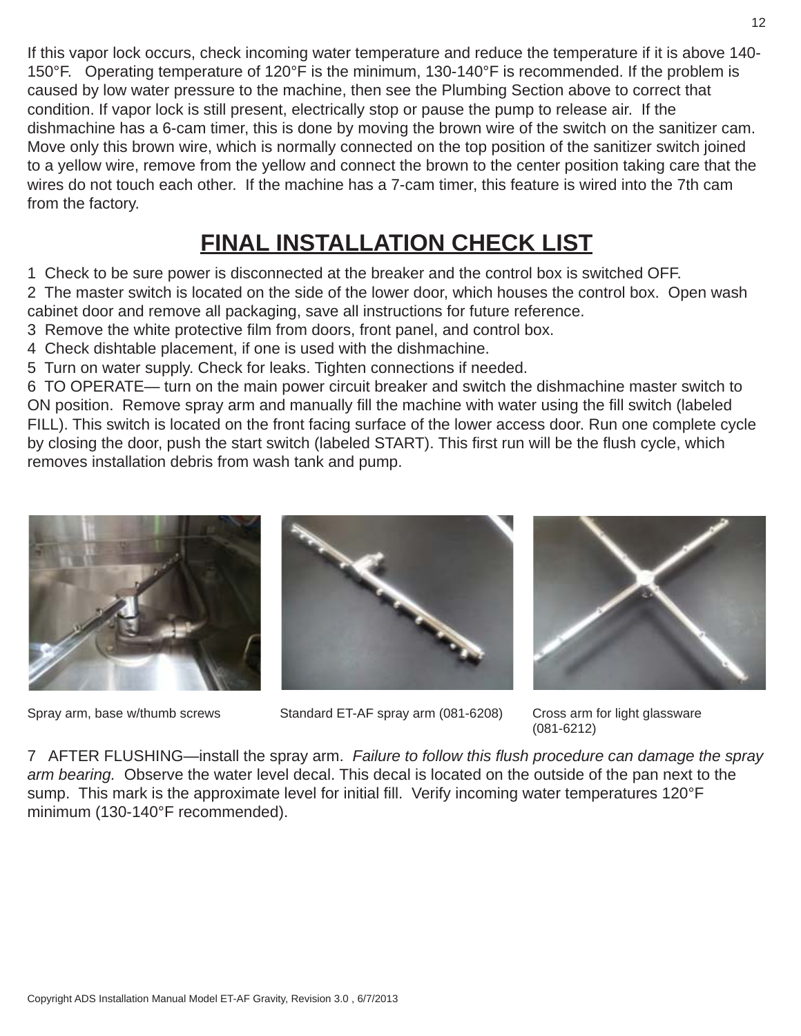If this vapor lock occurs, check incoming water temperature and reduce the temperature if it is above 140-150°F. Operating temperature of 120°F is the minimum, 130-140°F is recommended. If the problem is caused by low water pressure to the machine, then see the Plumbing Section above to correct that condition. If vapor lock is still present, electrically stop or pause the pump to release air. If the dishmachine has a 6-cam timer, this is done by moving the brown wire of the switch on the sanitizer cam. Move only this brown wire, which is normally connected on the top position of the sanitizer switch joined to a yellow wire, remove from the yellow and connect the brown to the center position taking care that the wires do not touch each other. If the machine has a 7-cam timer, this feature is wired into the 7th cam from the factory.

# FINAL INSTALLATION CHECK LIST

1 Check to be sure power is disconnected at the breaker and the control box is switched OFF.
2 The master switch is located on the side of the lower door, which houses the control box. Open wash cabinet door and remove all packaging, save all instructions for future reference.
3 Remove the white protective film from doors, front panel, and control box.
4 Check dishtable placement, if one is used with the dishmachine.
5 Turn on water supply. Check for leaks. Tighten connections if needed.
6 TO OPERATE— turn on the main power circuit breaker and switch the dishmachine master switch to ON position. Remove spray arm and manually fill the machine with water using the fill switch (labeled FILL). This switch is located on the front facing surface of the lower access door. Run one complete cycle by closing the door, push the start switch (labeled START). This first run will be the flush cycle, which removes installation debris from wash tank and pump.

Spray arm, base w/thumb screws

Standard ET-AF spray arm (081-6208)

Cross arm for light glassware (081-6212)

7 AFTER FLUSHING—install the spray arm. *Failure to follow this flush procedure can damage the spray arm bearing.* Observe the water level decal. This decal is located on the outside of the pan next to the sump. This mark is the approximate level for initial fill. Verify incoming water temperatures 120°F minimum (130-140°F recommended).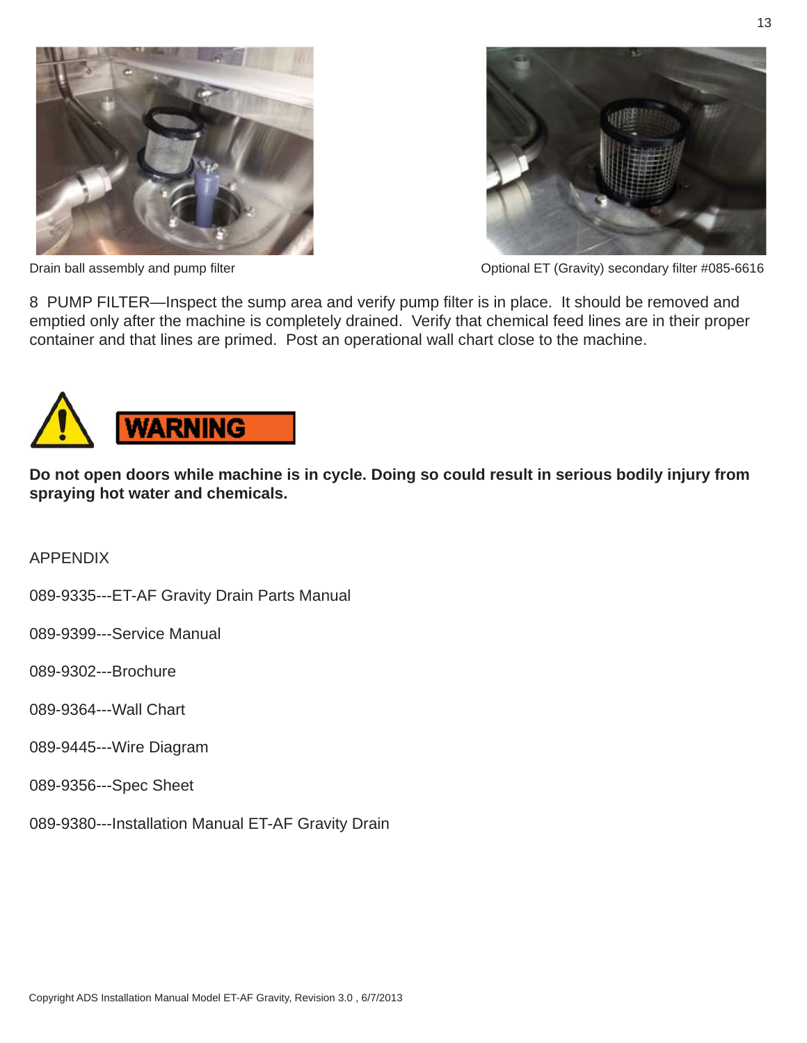Drain ball assembly and pump filter

Optional ET (Gravity) secondary filter #085-6616

8 PUMP FILTER—Inspect the sump area and verify pump filter is in place. It should be removed and emptied only after the machine is completely drained. Verify that chemical feed lines are in their proper container and that lines are primed. Post an operational wall chart close to the machine.

**WARNING**

**Do not open doors while machine is in cycle. Doing so could result in serious bodily injury from spraying hot water and chemicals.**

APPENDIX

089-9335---ET-AF Gravity Drain Parts Manual

089-9399---Service Manual

089-9302---Brochure

089-9364---Wall Chart

089-9445---Wire Diagram

089-9356---Spec Sheet

089-9380---Installation Manual ET-AF Gravity Drain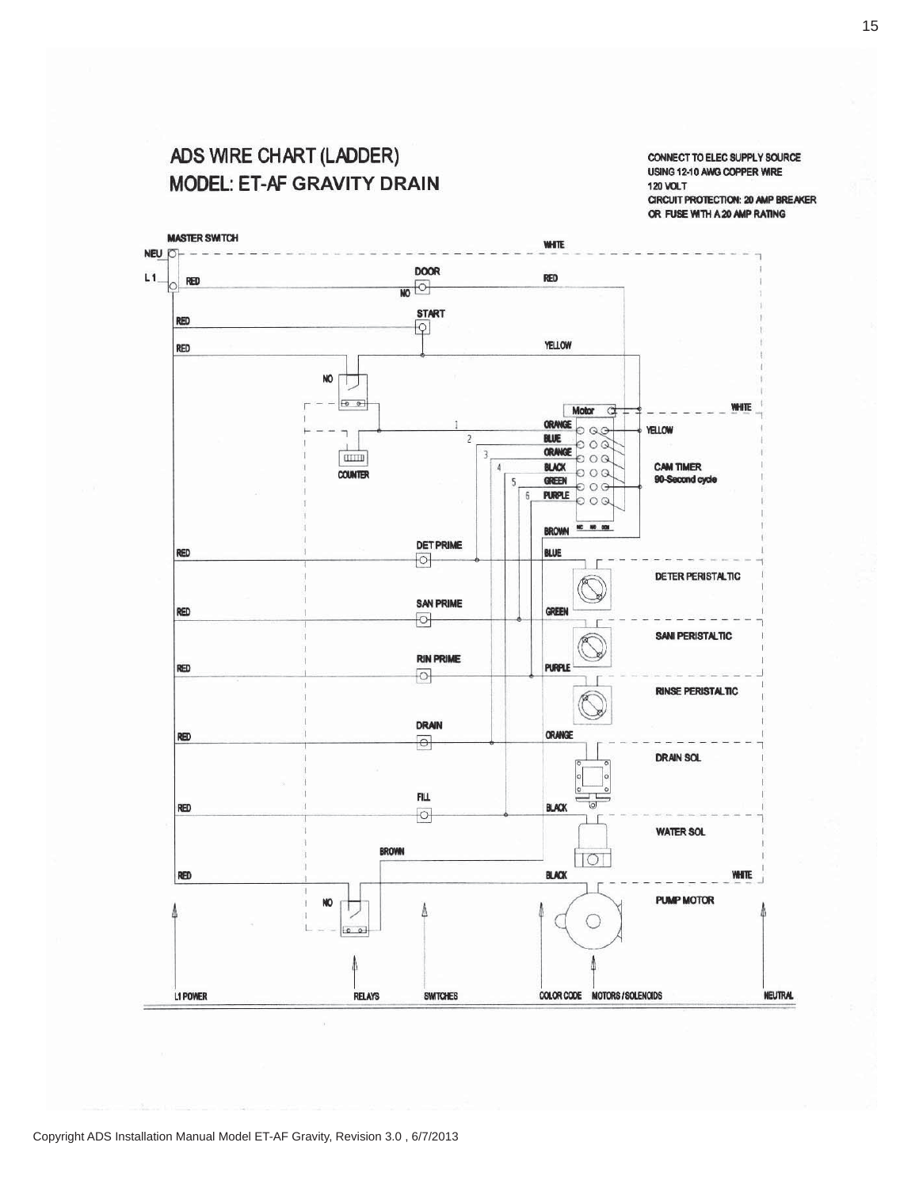# ADS WIRE CHART (LADDER)
## MODEL: ET-AF GRAVITY DRAIN

CONNECT TO ELEC SUPPLY SOURCE
USING 12-10 AWG COPPER WIRE
120 VOLT
CIRCUIT PROTECTION: 20 AMP BREAKER
OR FUSE WITH A 20 AMP RATING

MASTER SWITCH

NEU

L1

WHITE

RED

DOOR

NO

RED

START

RED

RED

YELLOW

NO

Motor

WHITE

1

2

3

4

5

6

ORANGE

BLUE

ORANGE

BLACK

GREEN

PURPLE

YELLOW

COUNTER

CAM TIMER
90-Second cycle

BROWN

NC NO COM

DET PRIME

RED

BLUE

DETER PERISTALTIC

SAN PRIME

RED

GREEN

SANI PERISTALTIC

RIN PRIME

RED

PURPLE

RINSE PERISTALTIC

DRAIN

RED

ORANGE

DRAIN SOL

FILL

RED

BLACK

WATER SOL

BROWN

RED

BLACK

WHITE

NO

PUMP MOTOR

L1 POWER

RELAYS

SWITCHES

COLOR CODE

MOTORS / SOLENOIDS

NEUTRAL

Copyright ADS Installation Manual Model ET-AF Gravity, Revision 3.0 , 6/7/2013